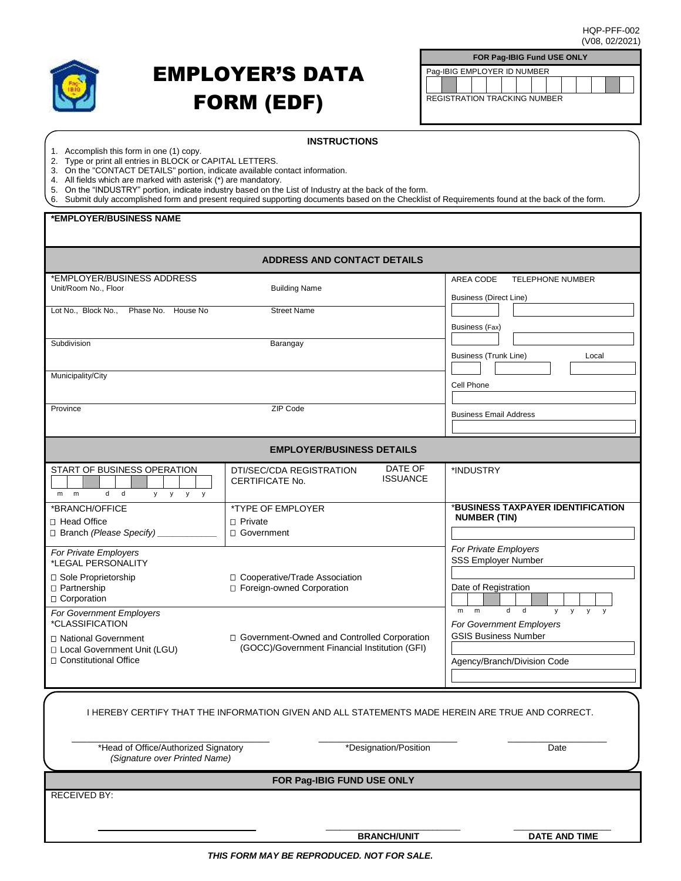HQP-PFF-002
(V08, 02/2021)

# EMPLOYER'S DATA FORM (EDF)

| FOR Pag-IBIG Fund USE ONLY |
|---|
| Pag-IBIG EMPLOYER ID NUMBER |
| REGISTRATION TRACKING NUMBER |

## INSTRUCTIONS

1. Accomplish this form in one (1) copy.
2. Type or print all entries in BLOCK or CAPITAL LETTERS.
3. On the "CONTACT DETAILS" portion, indicate available contact information.
4. All fields which are marked with asterisk (*) are mandatory.
5. On the "INDUSTRY" portion, indicate industry based on the List of Industry at the back of the form.
6. Submit duly accomplished form and present required supporting documents based on the Checklist of Requirements found at the back of the form.

**\*EMPLOYER/BUSINESS NAME**

## ADDRESS AND CONTACT DETAILS

| *EMPLOYER/BUSINESS ADDRESS | | AREA CODE / TELEPHONE NUMBER |
|---|---|---|
| Unit/Room No., Floor | Building Name | Business (Direct Line) |
| Lot No., Block No., Phase No. House No | Street Name | Business (Fax) |
| Subdivision | Barangay | Business (Trunk Line) / Local |
| Municipality/City | | Cell Phone |
| Province | ZIP Code | Business Email Address |

## EMPLOYER/BUSINESS DETAILS

| | | |
|---|---|---|
| START OF BUSINESS OPERATION (m m d d y y y y) | DTI/SEC/CDA REGISTRATION CERTIFICATE No. / DATE OF ISSUANCE | *INDUSTRY |
| *BRANCH/OFFICE<br>□ Head Office<br>□ Branch *(Please Specify)* ____________ | *TYPE OF EMPLOYER<br>□ Private<br>□ Government | ***BUSINESS TAXPAYER IDENTIFICATION NUMBER (TIN)** |
| *For Private Employers*<br>*LEGAL PERSONALITY<br>□ Sole Proprietorship<br>□ Partnership<br>□ Corporation | □ Cooperative/Trade Association<br>□ Foreign-owned Corporation | *For Private Employers*<br>SSS Employer Number<br><br>Date of Registration (m m d d y y y y) |
| *For Government Employers*<br>*CLASSIFICATION<br>□ National Government<br>□ Local Government Unit (LGU)<br>□ Constitutional Office | □ Government-Owned and Controlled Corporation (GOCC)/Government Financial Institution (GFI) | *For Government Employers*<br>GSIS Business Number<br><br>Agency/Branch/Division Code |

I HEREBY CERTIFY THAT THE INFORMATION GIVEN AND ALL STATEMENTS MADE HEREIN ARE TRUE AND CORRECT.

| _______________________ | _______________________ | _______________________ |
|---|---|---|
| *Head of Office/Authorized Signatory<br>*(Signature over Printed Name)* | *Designation/Position | Date |

## FOR Pag-IBIG FUND USE ONLY

RECEIVED BY:

| _______________________ | _______________________ | _______________________ |
|---|---|---|
| | **BRANCH/UNIT** | **DATE AND TIME** |

***THIS FORM MAY BE REPRODUCED. NOT FOR SALE.***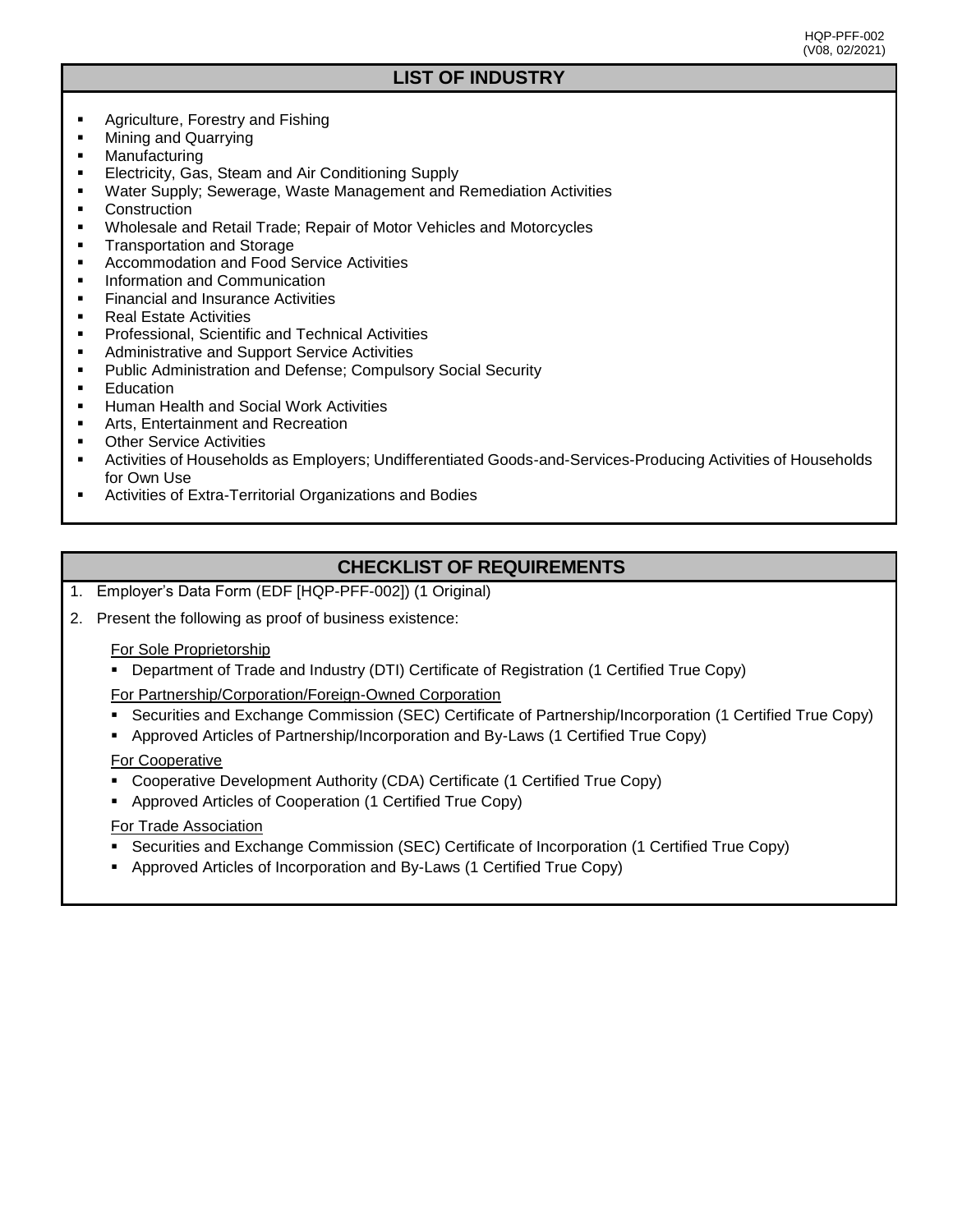## LIST OF INDUSTRY

- Agriculture, Forestry and Fishing
- Mining and Quarrying
- Manufacturing
- Electricity, Gas, Steam and Air Conditioning Supply
- Water Supply; Sewerage, Waste Management and Remediation Activities
- Construction
- Wholesale and Retail Trade; Repair of Motor Vehicles and Motorcycles
- Transportation and Storage
- Accommodation and Food Service Activities
- Information and Communication
- Financial and Insurance Activities
- Real Estate Activities
- Professional, Scientific and Technical Activities
- Administrative and Support Service Activities
- Public Administration and Defense; Compulsory Social Security
- Education
- Human Health and Social Work Activities
- Arts, Entertainment and Recreation
- Other Service Activities
- Activities of Households as Employers; Undifferentiated Goods-and-Services-Producing Activities of Households for Own Use
- Activities of Extra-Territorial Organizations and Bodies

## CHECKLIST OF REQUIREMENTS

1. Employer's Data Form (EDF [HQP-PFF-002]) (1 Original)
2. Present the following as proof of business existence:

   For Sole Proprietorship
   - Department of Trade and Industry (DTI) Certificate of Registration (1 Certified True Copy)

   For Partnership/Corporation/Foreign-Owned Corporation
   - Securities and Exchange Commission (SEC) Certificate of Partnership/Incorporation (1 Certified True Copy)
   - Approved Articles of Partnership/Incorporation and By-Laws (1 Certified True Copy)

   For Cooperative
   - Cooperative Development Authority (CDA) Certificate (1 Certified True Copy)
   - Approved Articles of Cooperation (1 Certified True Copy)

   For Trade Association
   - Securities and Exchange Commission (SEC) Certificate of Incorporation (1 Certified True Copy)
   - Approved Articles of Incorporation and By-Laws (1 Certified True Copy)